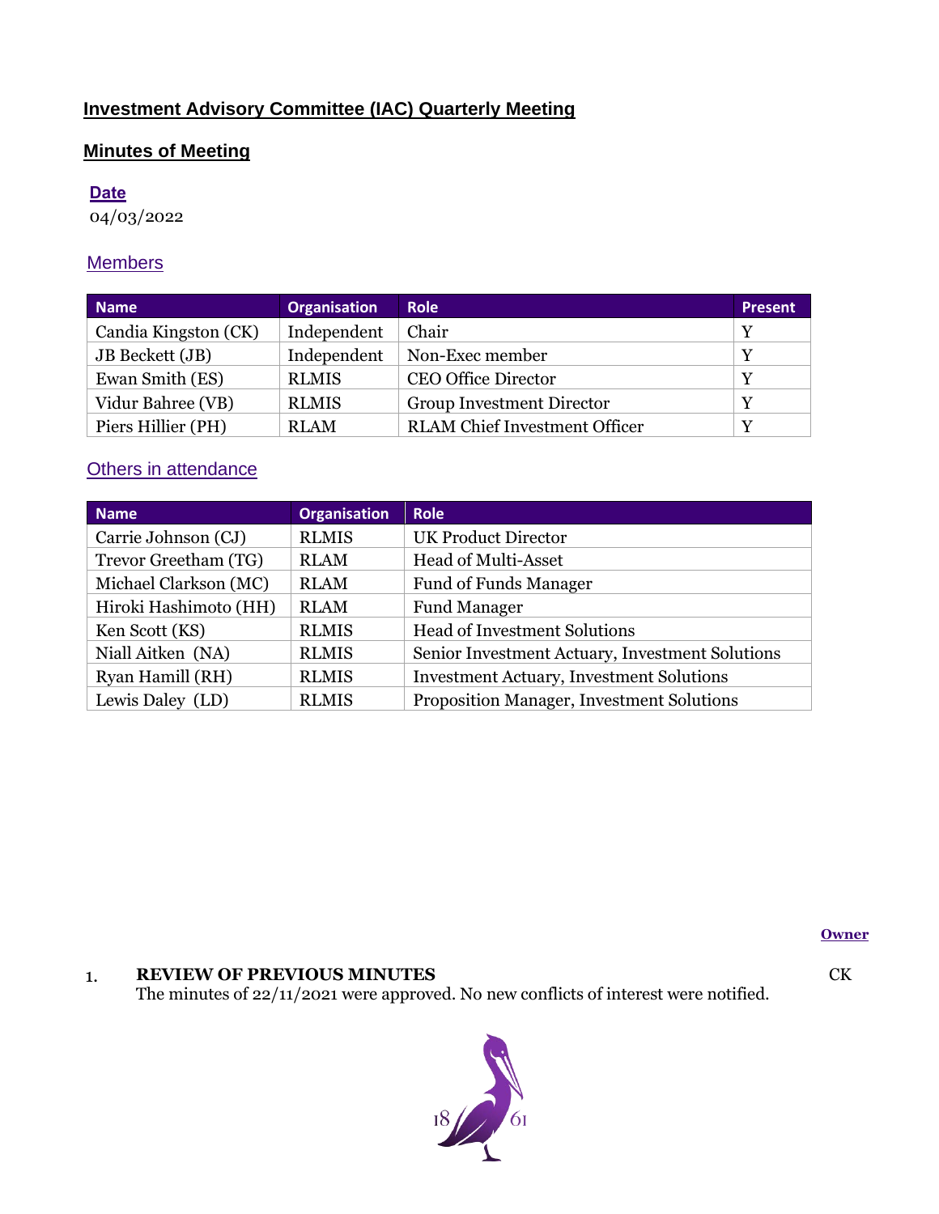# Investment Advisory Committee (IAC) Quarterly Meeting

## Minutes of Meeting

### Date

04/03/2022

### Members

| Name | Organisation | Role | Present |
|---|---|---|---|
| Candia Kingston (CK) | Independent | Chair | Y |
| JB Beckett (JB) | Independent | Non-Exec member | Y |
| Ewan Smith (ES) | RLMIS | CEO Office Director | Y |
| Vidur Bahree (VB) | RLMIS | Group Investment Director | Y |
| Piers Hillier (PH) | RLAM | RLAM Chief Investment Officer | Y |

### Others in attendance

| Name | Organisation | Role |
|---|---|---|
| Carrie Johnson (CJ) | RLMIS | UK Product Director |
| Trevor Greetham (TG) | RLAM | Head of Multi-Asset |
| Michael Clarkson (MC) | RLAM | Fund of Funds Manager |
| Hiroki Hashimoto (HH) | RLAM | Fund Manager |
| Ken Scott (KS) | RLMIS | Head of Investment Solutions |
| Niall Aitken (NA) | RLMIS | Senior Investment Actuary, Investment Solutions |
| Ryan Hamill (RH) | RLMIS | Investment Actuary, Investment Solutions |
| Lewis Daley (LD) | RLMIS | Proposition Manager, Investment Solutions |

**Owner**

1. **REVIEW OF PREVIOUS MINUTES** — CK

   The minutes of 22/11/2021 were approved. No new conflicts of interest were notified.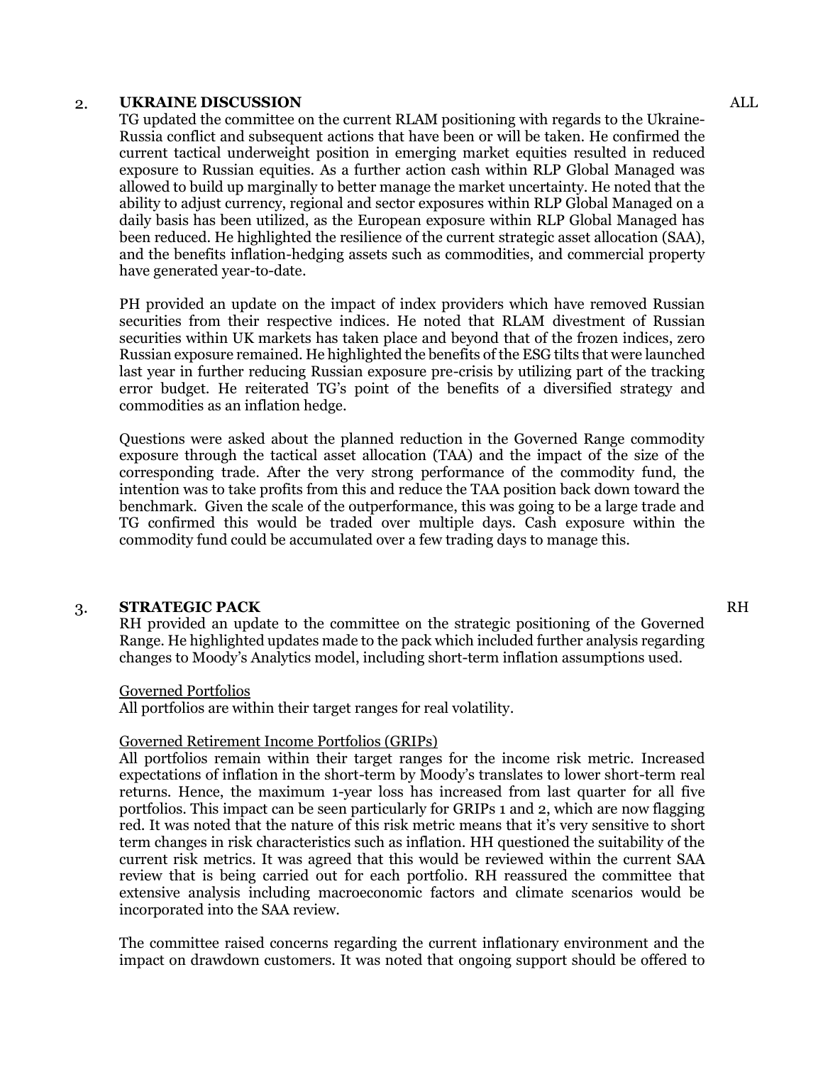## 2. UKRAINE DISCUSSION

ALL

TG updated the committee on the current RLAM positioning with regards to the Ukraine-Russia conflict and subsequent actions that have been or will be taken. He confirmed the current tactical underweight position in emerging market equities resulted in reduced exposure to Russian equities. As a further action cash within RLP Global Managed was allowed to build up marginally to better manage the market uncertainty. He noted that the ability to adjust currency, regional and sector exposures within RLP Global Managed on a daily basis has been utilized, as the European exposure within RLP Global Managed has been reduced. He highlighted the resilience of the current strategic asset allocation (SAA), and the benefits inflation-hedging assets such as commodities, and commercial property have generated year-to-date.

PH provided an update on the impact of index providers which have removed Russian securities from their respective indices. He noted that RLAM divestment of Russian securities within UK markets has taken place and beyond that of the frozen indices, zero Russian exposure remained. He highlighted the benefits of the ESG tilts that were launched last year in further reducing Russian exposure pre-crisis by utilizing part of the tracking error budget. He reiterated TG's point of the benefits of a diversified strategy and commodities as an inflation hedge.

Questions were asked about the planned reduction in the Governed Range commodity exposure through the tactical asset allocation (TAA) and the impact of the size of the corresponding trade. After the very strong performance of the commodity fund, the intention was to take profits from this and reduce the TAA position back down toward the benchmark. Given the scale of the outperformance, this was going to be a large trade and TG confirmed this would be traded over multiple days. Cash exposure within the commodity fund could be accumulated over a few trading days to manage this.

## 3. STRATEGIC PACK

RH

RH provided an update to the committee on the strategic positioning of the Governed Range. He highlighted updates made to the pack which included further analysis regarding changes to Moody's Analytics model, including short-term inflation assumptions used.

Governed Portfolios

All portfolios are within their target ranges for real volatility.

Governed Retirement Income Portfolios (GRIPs)

All portfolios remain within their target ranges for the income risk metric. Increased expectations of inflation in the short-term by Moody's translates to lower short-term real returns. Hence, the maximum 1-year loss has increased from last quarter for all five portfolios. This impact can be seen particularly for GRIPs 1 and 2, which are now flagging red. It was noted that the nature of this risk metric means that it's very sensitive to short term changes in risk characteristics such as inflation. HH questioned the suitability of the current risk metrics. It was agreed that this would be reviewed within the current SAA review that is being carried out for each portfolio. RH reassured the committee that extensive analysis including macroeconomic factors and climate scenarios would be incorporated into the SAA review.

The committee raised concerns regarding the current inflationary environment and the impact on drawdown customers. It was noted that ongoing support should be offered to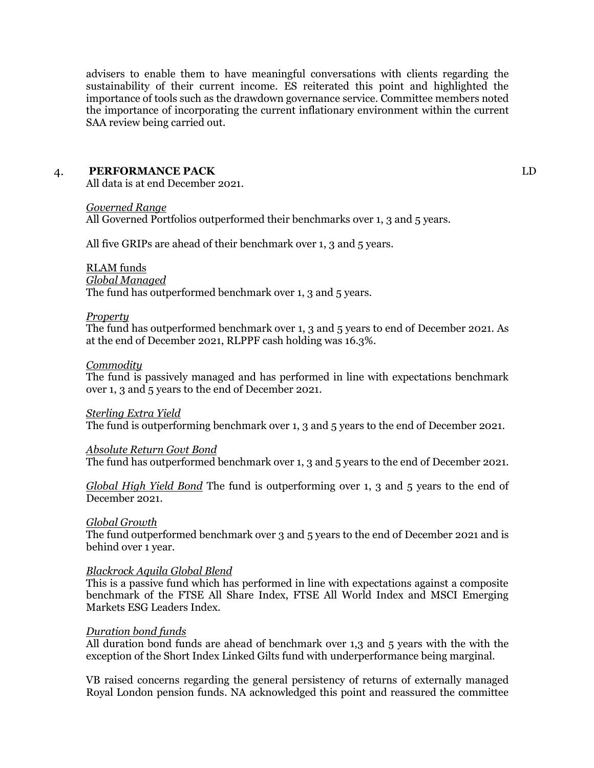advisers to enable them to have meaningful conversations with clients regarding the sustainability of their current income. ES reiterated this point and highlighted the importance of tools such as the drawdown governance service. Committee members noted the importance of incorporating the current inflationary environment within the current SAA review being carried out.

## 4. PERFORMANCE PACK — LD

All data is at end December 2021.

*Governed Range*
All Governed Portfolios outperformed their benchmarks over 1, 3 and 5 years.

All five GRIPs are ahead of their benchmark over 1, 3 and 5 years.

RLAM funds
*Global Managed*
The fund has outperformed benchmark over 1, 3 and 5 years.

*Property*
The fund has outperformed benchmark over 1, 3 and 5 years to end of December 2021. As at the end of December 2021, RLPPF cash holding was 16.3%.

*Commodity*
The fund is passively managed and has performed in line with expectations benchmark over 1, 3 and 5 years to the end of December 2021.

*Sterling Extra Yield*
The fund is outperforming benchmark over 1, 3 and 5 years to the end of December 2021.

*Absolute Return Govt Bond*
The fund has outperformed benchmark over 1, 3 and 5 years to the end of December 2021.

*Global High Yield Bond* The fund is outperforming over 1, 3 and 5 years to the end of December 2021.

*Global Growth*
The fund outperformed benchmark over 3 and 5 years to the end of December 2021 and is behind over 1 year.

*Blackrock Aquila Global Blend*
This is a passive fund which has performed in line with expectations against a composite benchmark of the FTSE All Share Index, FTSE All World Index and MSCI Emerging Markets ESG Leaders Index.

*Duration bond funds*
All duration bond funds are ahead of benchmark over 1,3 and 5 years with the with the exception of the Short Index Linked Gilts fund with underperformance being marginal.

VB raised concerns regarding the general persistency of returns of externally managed Royal London pension funds. NA acknowledged this point and reassured the committee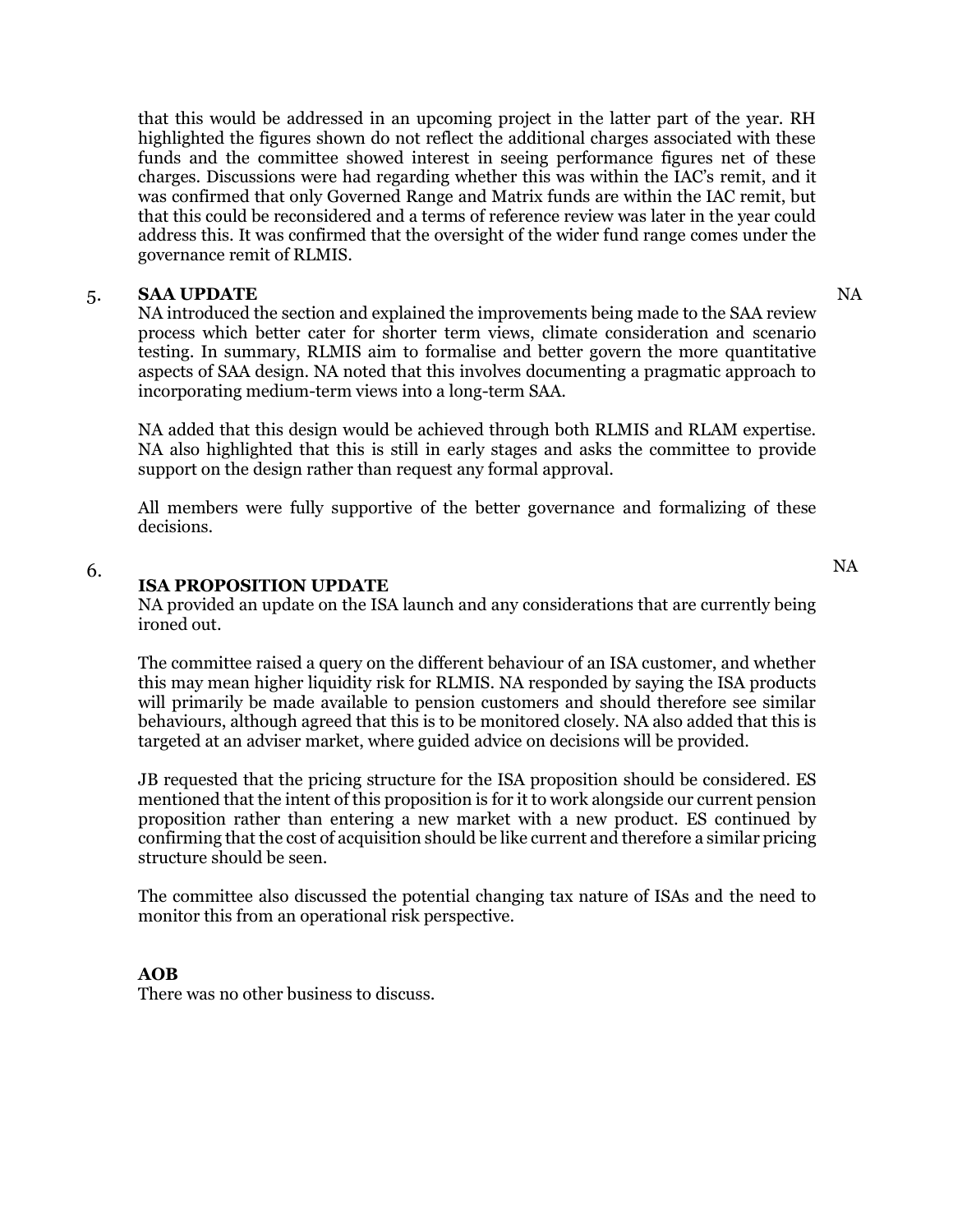that this would be addressed in an upcoming project in the latter part of the year. RH highlighted the figures shown do not reflect the additional charges associated with these funds and the committee showed interest in seeing performance figures net of these charges. Discussions were had regarding whether this was within the IAC's remit, and it was confirmed that only Governed Range and Matrix funds are within the IAC remit, but that this could be reconsidered and a terms of reference review was later in the year could address this. It was confirmed that the oversight of the wider fund range comes under the governance remit of RLMIS.

5. **SAA UPDATE** NA

NA introduced the section and explained the improvements being made to the SAA review process which better cater for shorter term views, climate consideration and scenario testing. In summary, RLMIS aim to formalise and better govern the more quantitative aspects of SAA design. NA noted that this involves documenting a pragmatic approach to incorporating medium-term views into a long-term SAA.

NA added that this design would be achieved through both RLMIS and RLAM expertise. NA also highlighted that this is still in early stages and asks the committee to provide support on the design rather than request any formal approval.

All members were fully supportive of the better governance and formalizing of these decisions.

6. **ISA PROPOSITION UPDATE** NA

NA provided an update on the ISA launch and any considerations that are currently being ironed out.

The committee raised a query on the different behaviour of an ISA customer, and whether this may mean higher liquidity risk for RLMIS. NA responded by saying the ISA products will primarily be made available to pension customers and should therefore see similar behaviours, although agreed that this is to be monitored closely. NA also added that this is targeted at an adviser market, where guided advice on decisions will be provided.

JB requested that the pricing structure for the ISA proposition should be considered. ES mentioned that the intent of this proposition is for it to work alongside our current pension proposition rather than entering a new market with a new product. ES continued by confirming that the cost of acquisition should be like current and therefore a similar pricing structure should be seen.

The committee also discussed the potential changing tax nature of ISAs and the need to monitor this from an operational risk perspective.

**AOB**

There was no other business to discuss.